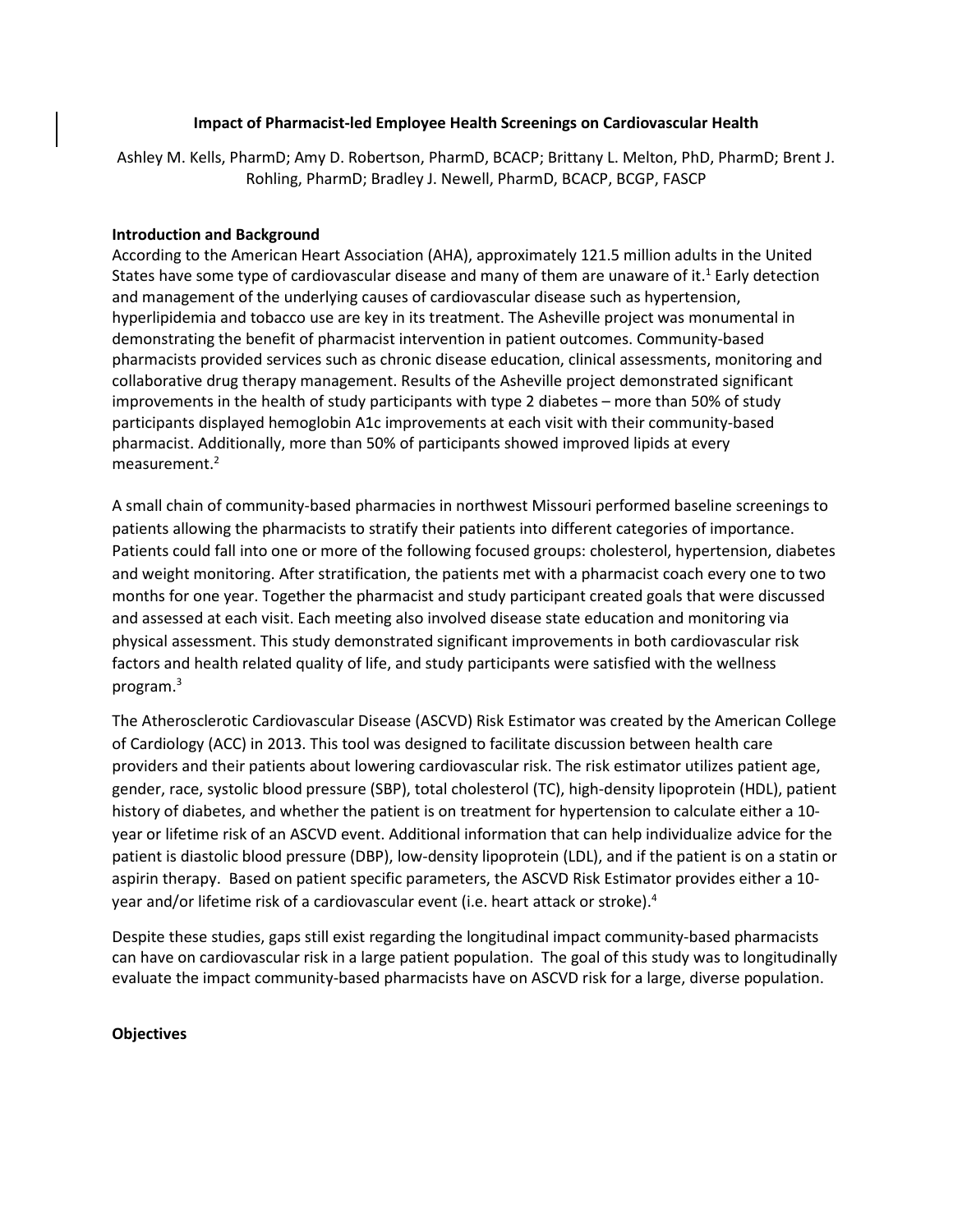# Impact of Pharmacist-led Employee Health Screenings on Cardiovascular Health

Ashley M. Kells, PharmD; Amy D. Robertson, PharmD, BCACP; Brittany L. Melton, PhD, PharmD; Brent J. Rohling, PharmD; Bradley J. Newell, PharmD, BCACP, BCGP, FASCP

## Introduction and Background

According to the American Heart Association (AHA), approximately 121.5 million adults in the United States have some type of cardiovascular disease and many of them are unaware of it.[1] Early detection and management of the underlying causes of cardiovascular disease such as hypertension, hyperlipidemia and tobacco use are key in its treatment. The Asheville project was monumental in demonstrating the benefit of pharmacist intervention in patient outcomes. Community-based pharmacists provided services such as chronic disease education, clinical assessments, monitoring and collaborative drug therapy management. Results of the Asheville project demonstrated significant improvements in the health of study participants with type 2 diabetes – more than 50% of study participants displayed hemoglobin A1c improvements at each visit with their community-based pharmacist. Additionally, more than 50% of participants showed improved lipids at every measurement.[2]

A small chain of community-based pharmacies in northwest Missouri performed baseline screenings to patients allowing the pharmacists to stratify their patients into different categories of importance. Patients could fall into one or more of the following focused groups: cholesterol, hypertension, diabetes and weight monitoring. After stratification, the patients met with a pharmacist coach every one to two months for one year. Together the pharmacist and study participant created goals that were discussed and assessed at each visit. Each meeting also involved disease state education and monitoring via physical assessment. This study demonstrated significant improvements in both cardiovascular risk factors and health related quality of life, and study participants were satisfied with the wellness program.[3]

The Atherosclerotic Cardiovascular Disease (ASCVD) Risk Estimator was created by the American College of Cardiology (ACC) in 2013. This tool was designed to facilitate discussion between health care providers and their patients about lowering cardiovascular risk. The risk estimator utilizes patient age, gender, race, systolic blood pressure (SBP), total cholesterol (TC), high-density lipoprotein (HDL), patient history of diabetes, and whether the patient is on treatment for hypertension to calculate either a 10-year or lifetime risk of an ASCVD event. Additional information that can help individualize advice for the patient is diastolic blood pressure (DBP), low-density lipoprotein (LDL), and if the patient is on a statin or aspirin therapy. Based on patient specific parameters, the ASCVD Risk Estimator provides either a 10-year and/or lifetime risk of a cardiovascular event (i.e. heart attack or stroke).[4]

Despite these studies, gaps still exist regarding the longitudinal impact community-based pharmacists can have on cardiovascular risk in a large patient population. The goal of this study was to longitudinally evaluate the impact community-based pharmacists have on ASCVD risk for a large, diverse population.

## Objectives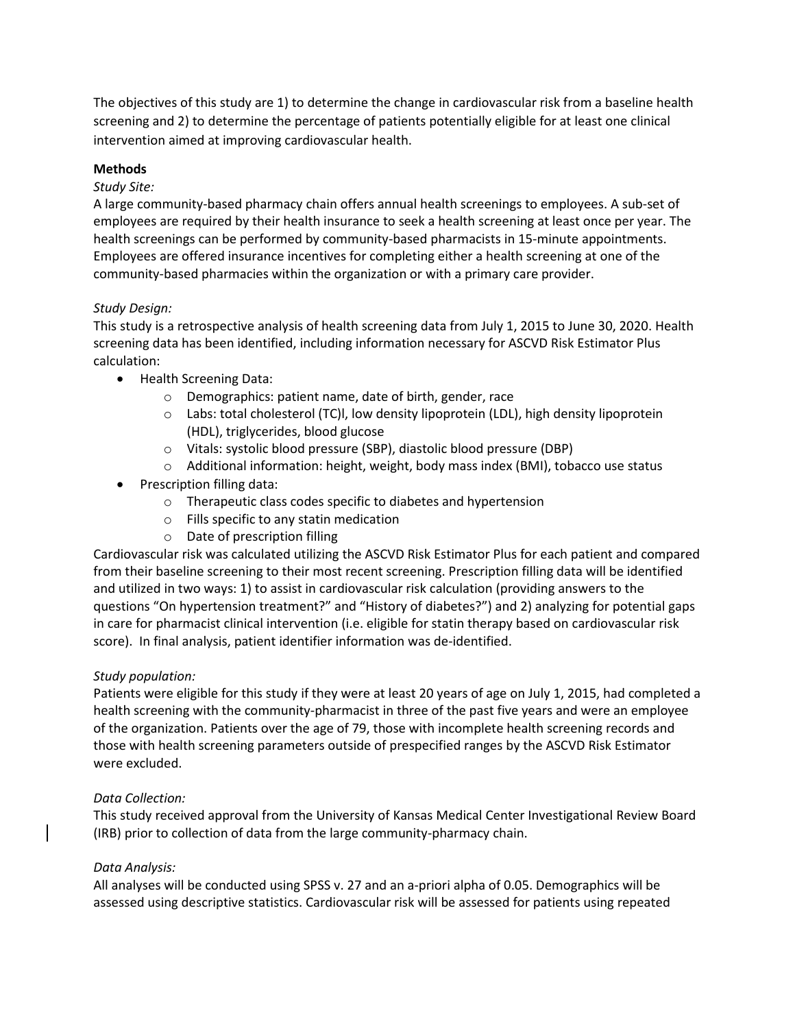The objectives of this study are 1) to determine the change in cardiovascular risk from a baseline health screening and 2) to determine the percentage of patients potentially eligible for at least one clinical intervention aimed at improving cardiovascular health.

**Methods**

*Study Site:*

A large community-based pharmacy chain offers annual health screenings to employees. A sub-set of employees are required by their health insurance to seek a health screening at least once per year. The health screenings can be performed by community-based pharmacists in 15-minute appointments. Employees are offered insurance incentives for completing either a health screening at one of the community-based pharmacies within the organization or with a primary care provider.

*Study Design:*

This study is a retrospective analysis of health screening data from July 1, 2015 to June 30, 2020. Health screening data has been identified, including information necessary for ASCVD Risk Estimator Plus calculation:

- Health Screening Data:
  - Demographics: patient name, date of birth, gender, race
  - Labs: total cholesterol (TC)l, low density lipoprotein (LDL), high density lipoprotein (HDL), triglycerides, blood glucose
  - Vitals: systolic blood pressure (SBP), diastolic blood pressure (DBP)
  - Additional information: height, weight, body mass index (BMI), tobacco use status
- Prescription filling data:
  - Therapeutic class codes specific to diabetes and hypertension
  - Fills specific to any statin medication
  - Date of prescription filling

Cardiovascular risk was calculated utilizing the ASCVD Risk Estimator Plus for each patient and compared from their baseline screening to their most recent screening. Prescription filling data will be identified and utilized in two ways: 1) to assist in cardiovascular risk calculation (providing answers to the questions "On hypertension treatment?" and "History of diabetes?") and 2) analyzing for potential gaps in care for pharmacist clinical intervention (i.e. eligible for statin therapy based on cardiovascular risk score). In final analysis, patient identifier information was de-identified.

*Study population:*

Patients were eligible for this study if they were at least 20 years of age on July 1, 2015, had completed a health screening with the community-pharmacist in three of the past five years and were an employee of the organization. Patients over the age of 79, those with incomplete health screening records and those with health screening parameters outside of prespecified ranges by the ASCVD Risk Estimator were excluded.

*Data Collection:*

This study received approval from the University of Kansas Medical Center Investigational Review Board (IRB) prior to collection of data from the large community-pharmacy chain.

*Data Analysis:*

All analyses will be conducted using SPSS v. 27 and an a-priori alpha of 0.05. Demographics will be assessed using descriptive statistics. Cardiovascular risk will be assessed for patients using repeated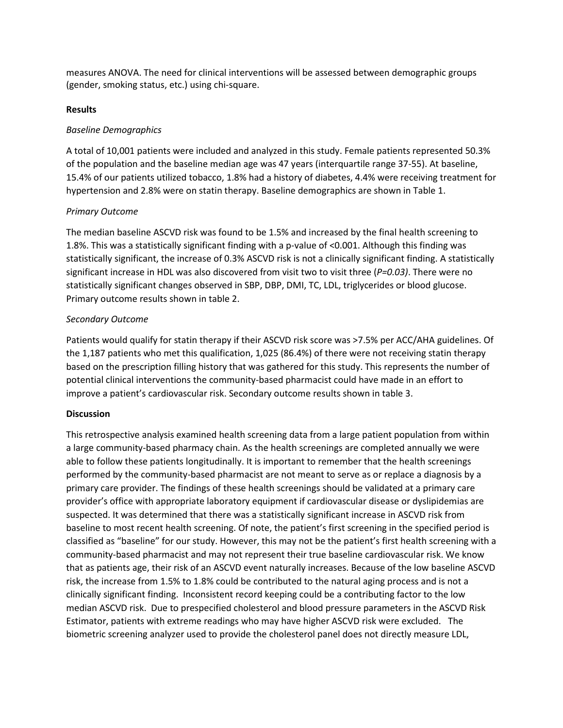measures ANOVA. The need for clinical interventions will be assessed between demographic groups (gender, smoking status, etc.) using chi-square.

**Results**

*Baseline Demographics*

A total of 10,001 patients were included and analyzed in this study. Female patients represented 50.3% of the population and the baseline median age was 47 years (interquartile range 37-55). At baseline, 15.4% of our patients utilized tobacco, 1.8% had a history of diabetes, 4.4% were receiving treatment for hypertension and 2.8% were on statin therapy. Baseline demographics are shown in Table 1.

*Primary Outcome*

The median baseline ASCVD risk was found to be 1.5% and increased by the final health screening to 1.8%. This was a statistically significant finding with a p-value of <0.001. Although this finding was statistically significant, the increase of 0.3% ASCVD risk is not a clinically significant finding. A statistically significant increase in HDL was also discovered from visit two to visit three (*P=0.03)*. There were no statistically significant changes observed in SBP, DBP, DMI, TC, LDL, triglycerides or blood glucose. Primary outcome results shown in table 2.

*Secondary Outcome*

Patients would qualify for statin therapy if their ASCVD risk score was >7.5% per ACC/AHA guidelines. Of the 1,187 patients who met this qualification, 1,025 (86.4%) of there were not receiving statin therapy based on the prescription filling history that was gathered for this study. This represents the number of potential clinical interventions the community-based pharmacist could have made in an effort to improve a patient's cardiovascular risk. Secondary outcome results shown in table 3.

**Discussion**

This retrospective analysis examined health screening data from a large patient population from within a large community-based pharmacy chain. As the health screenings are completed annually we were able to follow these patients longitudinally. It is important to remember that the health screenings performed by the community-based pharmacist are not meant to serve as or replace a diagnosis by a primary care provider. The findings of these health screenings should be validated at a primary care provider's office with appropriate laboratory equipment if cardiovascular disease or dyslipidemias are suspected. It was determined that there was a statistically significant increase in ASCVD risk from baseline to most recent health screening. Of note, the patient's first screening in the specified period is classified as "baseline" for our study. However, this may not be the patient's first health screening with a community-based pharmacist and may not represent their true baseline cardiovascular risk. We know that as patients age, their risk of an ASCVD event naturally increases. Because of the low baseline ASCVD risk, the increase from 1.5% to 1.8% could be contributed to the natural aging process and is not a clinically significant finding. Inconsistent record keeping could be a contributing factor to the low median ASCVD risk. Due to prespecified cholesterol and blood pressure parameters in the ASCVD Risk Estimator, patients with extreme readings who may have higher ASCVD risk were excluded. The biometric screening analyzer used to provide the cholesterol panel does not directly measure LDL,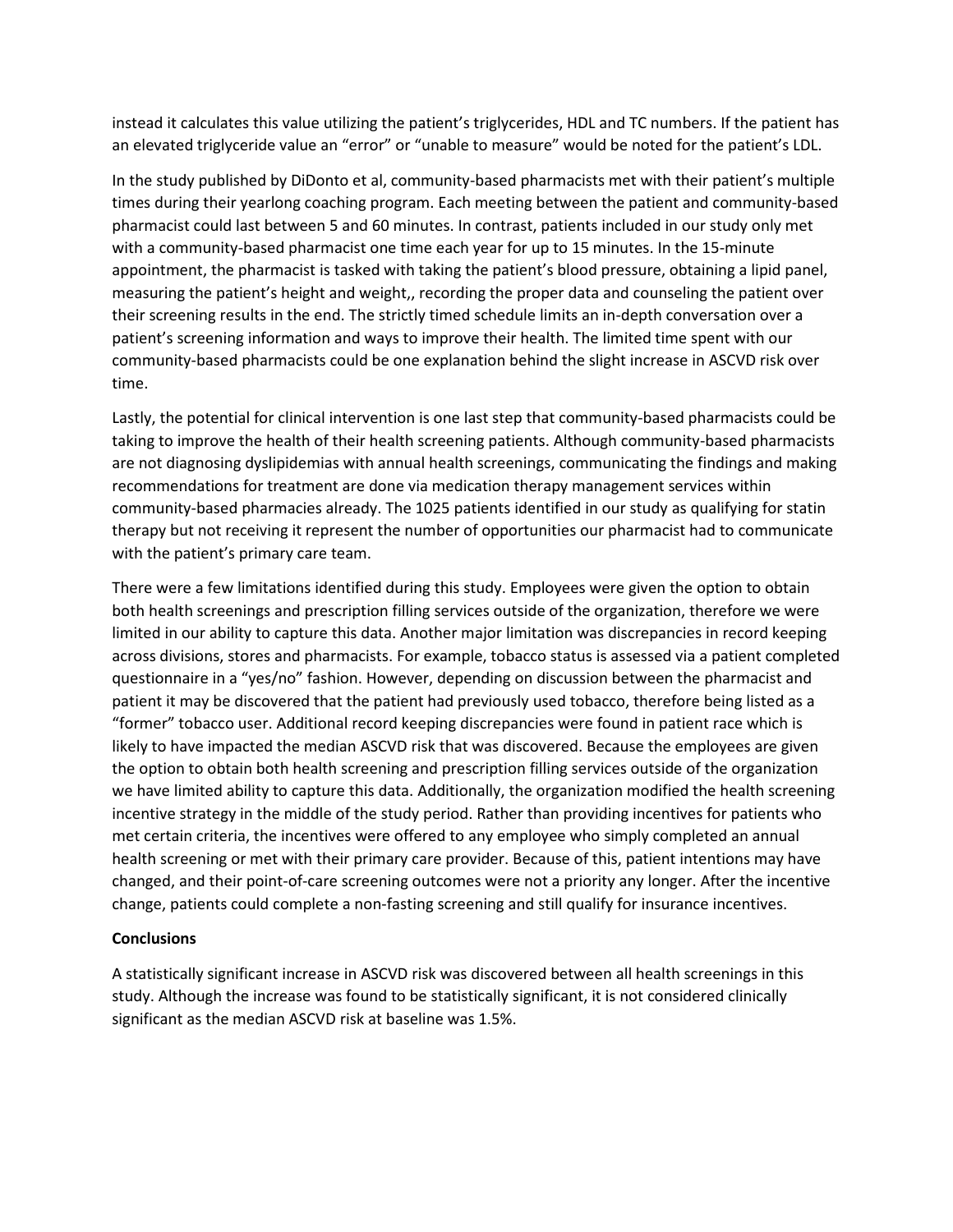instead it calculates this value utilizing the patient's triglycerides, HDL and TC numbers. If the patient has an elevated triglyceride value an "error" or "unable to measure" would be noted for the patient's LDL.

In the study published by DiDonto et al, community-based pharmacists met with their patient's multiple times during their yearlong coaching program. Each meeting between the patient and community-based pharmacist could last between 5 and 60 minutes. In contrast, patients included in our study only met with a community-based pharmacist one time each year for up to 15 minutes. In the 15-minute appointment, the pharmacist is tasked with taking the patient's blood pressure, obtaining a lipid panel, measuring the patient's height and weight,, recording the proper data and counseling the patient over their screening results in the end. The strictly timed schedule limits an in-depth conversation over a patient's screening information and ways to improve their health. The limited time spent with our community-based pharmacists could be one explanation behind the slight increase in ASCVD risk over time.

Lastly, the potential for clinical intervention is one last step that community-based pharmacists could be taking to improve the health of their health screening patients. Although community-based pharmacists are not diagnosing dyslipidemias with annual health screenings, communicating the findings and making recommendations for treatment are done via medication therapy management services within community-based pharmacies already. The 1025 patients identified in our study as qualifying for statin therapy but not receiving it represent the number of opportunities our pharmacist had to communicate with the patient's primary care team.

There were a few limitations identified during this study. Employees were given the option to obtain both health screenings and prescription filling services outside of the organization, therefore we were limited in our ability to capture this data. Another major limitation was discrepancies in record keeping across divisions, stores and pharmacists. For example, tobacco status is assessed via a patient completed questionnaire in a "yes/no" fashion. However, depending on discussion between the pharmacist and patient it may be discovered that the patient had previously used tobacco, therefore being listed as a "former" tobacco user. Additional record keeping discrepancies were found in patient race which is likely to have impacted the median ASCVD risk that was discovered. Because the employees are given the option to obtain both health screening and prescription filling services outside of the organization we have limited ability to capture this data. Additionally, the organization modified the health screening incentive strategy in the middle of the study period. Rather than providing incentives for patients who met certain criteria, the incentives were offered to any employee who simply completed an annual health screening or met with their primary care provider. Because of this, patient intentions may have changed, and their point-of-care screening outcomes were not a priority any longer. After the incentive change, patients could complete a non-fasting screening and still qualify for insurance incentives.

**Conclusions**

A statistically significant increase in ASCVD risk was discovered between all health screenings in this study. Although the increase was found to be statistically significant, it is not considered clinically significant as the median ASCVD risk at baseline was 1.5%.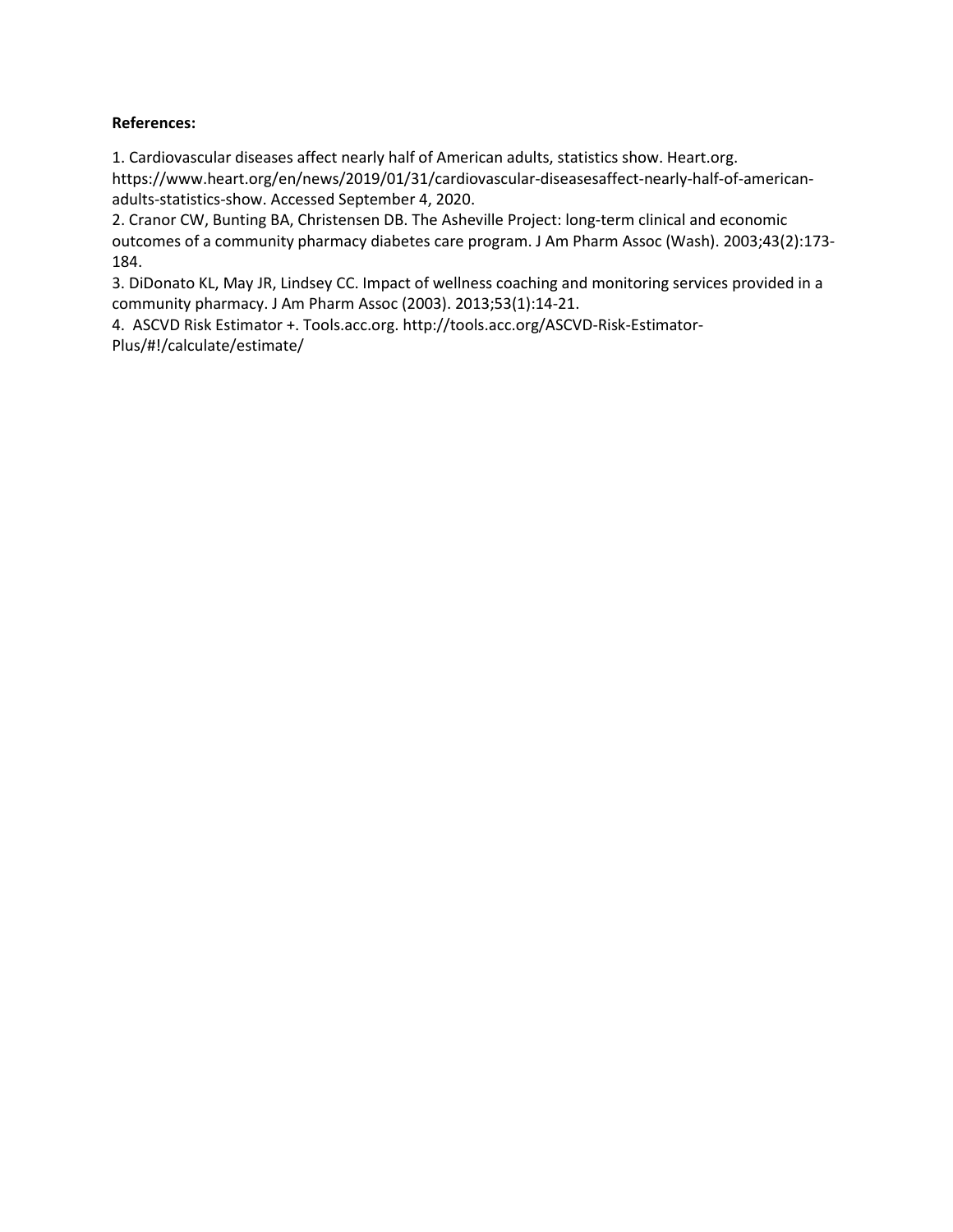**References:**

1. Cardiovascular diseases affect nearly half of American adults, statistics show. Heart.org. https://www.heart.org/en/news/2019/01/31/cardiovascular-diseasesaffect-nearly-half-of-american-adults-statistics-show. Accessed September 4, 2020.
2. Cranor CW, Bunting BA, Christensen DB. The Asheville Project: long-term clinical and economic outcomes of a community pharmacy diabetes care program. J Am Pharm Assoc (Wash). 2003;43(2):173-184.
3. DiDonato KL, May JR, Lindsey CC. Impact of wellness coaching and monitoring services provided in a community pharmacy. J Am Pharm Assoc (2003). 2013;53(1):14-21.
4. ASCVD Risk Estimator +. Tools.acc.org. http://tools.acc.org/ASCVD-Risk-Estimator-Plus/#!/calculate/estimate/